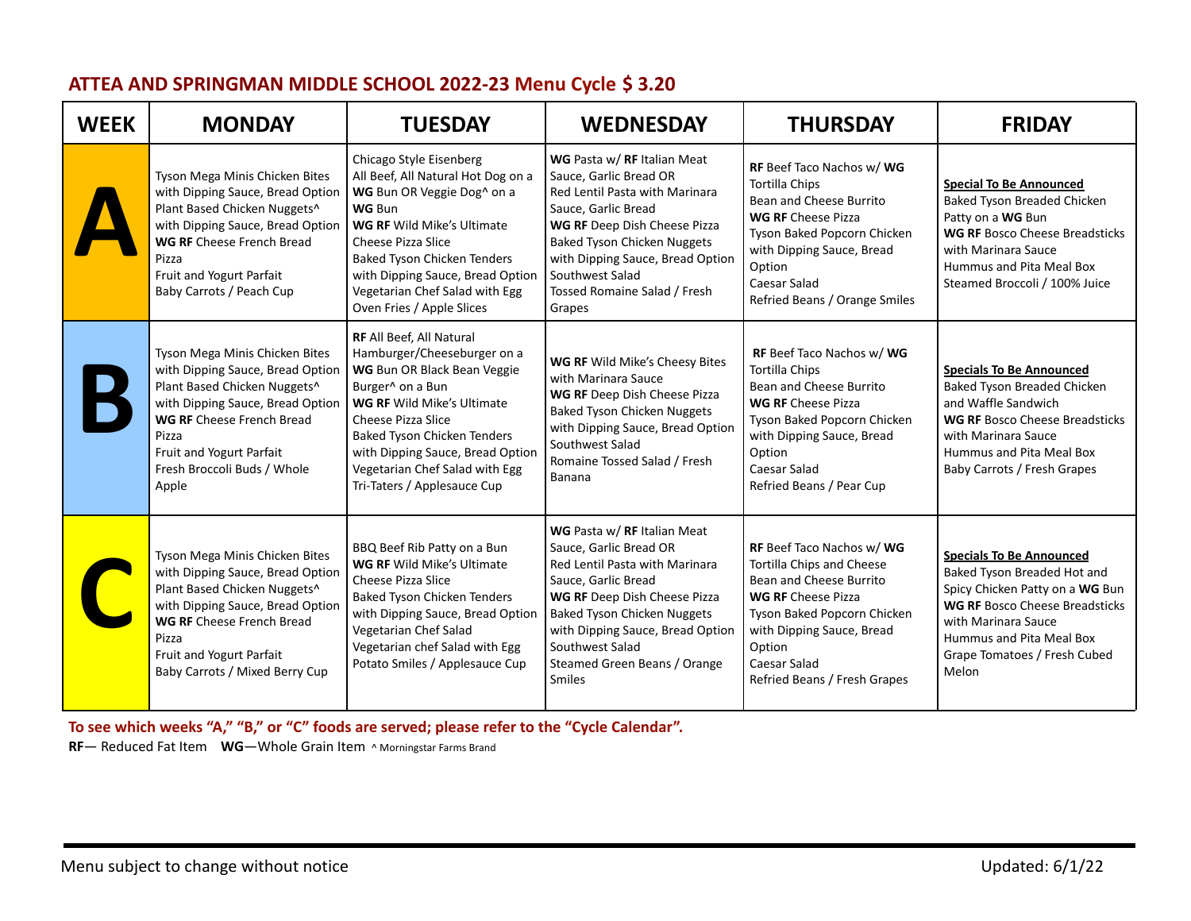# ATTEA AND SPRINGMAN MIDDLE SCHOOL 2022-23 Menu Cycle $ 3.20

| WEEK | MONDAY | TUESDAY | WEDNESDAY | THURSDAY | FRIDAY |
|---|---|---|---|---|---|
| **A** | Tyson Mega Minis Chicken Bites with Dipping Sauce, Bread Option<br>Plant Based Chicken Nuggets^ with Dipping Sauce, Bread Option<br>**WG RF** Cheese French Bread Pizza<br>Fruit and Yogurt Parfait<br>Baby Carrots / Peach Cup | Chicago Style Eisenberg All Beef, All Natural Hot Dog on a **WG** Bun OR Veggie Dog^ on a **WG** Bun<br>**WG RF** Wild Mike's Ultimate Cheese Pizza Slice<br>Baked Tyson Chicken Tenders with Dipping Sauce, Bread Option<br>Vegetarian Chef Salad with Egg<br>Oven Fries / Apple Slices | **WG** Pasta w/ **RF** Italian Meat Sauce, Garlic Bread OR Red Lentil Pasta with Marinara Sauce, Garlic Bread<br>**WG RF** Deep Dish Cheese Pizza<br>Baked Tyson Chicken Nuggets with Dipping Sauce, Bread Option<br>Southwest Salad<br>Tossed Romaine Salad / Fresh Grapes | **RF** Beef Taco Nachos w/ **WG** Tortilla Chips<br>Bean and Cheese Burrito<br>**WG RF** Cheese Pizza<br>Tyson Baked Popcorn Chicken with Dipping Sauce, Bread Option<br>Caesar Salad<br>Refried Beans / Orange Smiles | **Special To Be Announced**<br>Baked Tyson Breaded Chicken Patty on a **WG** Bun<br>**WG RF** Bosco Cheese Breadsticks with Marinara Sauce<br>Hummus and Pita Meal Box<br>Steamed Broccoli / 100% Juice |
| **B** | Tyson Mega Minis Chicken Bites with Dipping Sauce, Bread Option<br>Plant Based Chicken Nuggets^ with Dipping Sauce, Bread Option<br>**WG RF** Cheese French Bread Pizza<br>Fruit and Yogurt Parfait<br>Fresh Broccoli Buds / Whole Apple | **RF** All Beef, All Natural Hamburger/Cheeseburger on a **WG** Bun OR Black Bean Veggie Burger^ on a Bun<br>**WG RF** Wild Mike's Ultimate Cheese Pizza Slice<br>Baked Tyson Chicken Tenders with Dipping Sauce, Bread Option<br>Vegetarian Chef Salad with Egg<br>Tri-Taters / Applesauce Cup | **WG RF** Wild Mike's Cheesy Bites with Marinara Sauce<br>**WG RF** Deep Dish Cheese Pizza<br>Baked Tyson Chicken Nuggets with Dipping Sauce, Bread Option<br>Southwest Salad<br>Romaine Tossed Salad / Fresh Banana | **RF** Beef Taco Nachos w/ **WG** Tortilla Chips<br>Bean and Cheese Burrito<br>**WG RF** Cheese Pizza<br>Tyson Baked Popcorn Chicken with Dipping Sauce, Bread Option<br>Caesar Salad<br>Refried Beans / Pear Cup | **Specials To Be Announced**<br>Baked Tyson Breaded Chicken and Waffle Sandwich<br>**WG RF** Bosco Cheese Breadsticks with Marinara Sauce<br>Hummus and Pita Meal Box<br>Baby Carrots / Fresh Grapes |
| **C** | Tyson Mega Minis Chicken Bites with Dipping Sauce, Bread Option<br>Plant Based Chicken Nuggets^ with Dipping Sauce, Bread Option<br>**WG RF** Cheese French Bread Pizza<br>Fruit and Yogurt Parfait<br>Baby Carrots / Mixed Berry Cup | BBQ Beef Rib Patty on a Bun<br>**WG RF** Wild Mike's Ultimate Cheese Pizza Slice<br>Baked Tyson Chicken Tenders with Dipping Sauce, Bread Option<br>Vegetarian Chef Salad<br>Vegetarian chef Salad with Egg<br>Potato Smiles / Applesauce Cup | **WG** Pasta w/ **RF** Italian Meat Sauce, Garlic Bread OR Red Lentil Pasta with Marinara Sauce, Garlic Bread<br>**WG RF** Deep Dish Cheese Pizza<br>Baked Tyson Chicken Nuggets with Dipping Sauce, Bread Option<br>Southwest Salad<br>Steamed Green Beans / Orange Smiles | **RF** Beef Taco Nachos w/ **WG** Tortilla Chips and Cheese<br>Bean and Cheese Burrito<br>**WG RF** Cheese Pizza<br>Tyson Baked Popcorn Chicken with Dipping Sauce, Bread Option<br>Caesar Salad<br>Refried Beans / Fresh Grapes | **Specials To Be Announced**<br>Baked Tyson Breaded Hot and Spicy Chicken Patty on a **WG** Bun<br>**WG RF** Bosco Cheese Breadsticks with Marinara Sauce<br>Hummus and Pita Meal Box<br>Grape Tomatoes / Fresh Cubed Melon |

**To see which weeks "A," "B," or "C" foods are served; please refer to the "Cycle Calendar".**

**RF**— Reduced Fat Item **WG**—Whole Grain Item ^ Morningstar Farms Brand

Menu subject to change without notice

Updated: 6/1/22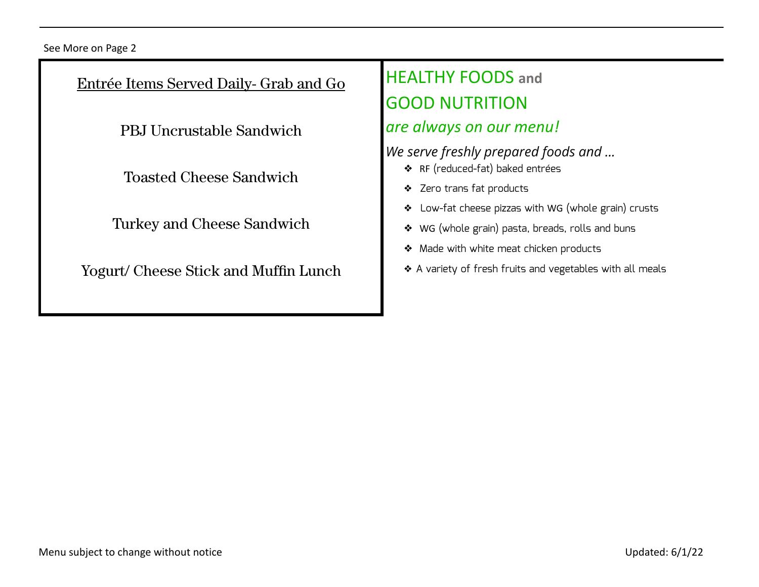See More on Page 2

## Entrée Items Served Daily- Grab and Go

PBJ Uncrustable Sandwich

Toasted Cheese Sandwich

Turkey and Cheese Sandwich

Yogurt/ Cheese Stick and Muffin Lunch

## HEALTHY FOODS and GOOD NUTRITION

*are always on our menu!*

*We serve freshly prepared foods and ...*

- RF (reduced-fat) baked entrées
- Zero trans fat products
- Low-fat cheese pizzas with WG (whole grain) crusts
- WG (whole grain) pasta, breads, rolls and buns
- Made with white meat chicken products
- A variety of fresh fruits and vegetables with all meals

Menu subject to change without notice

Updated: 6/1/22